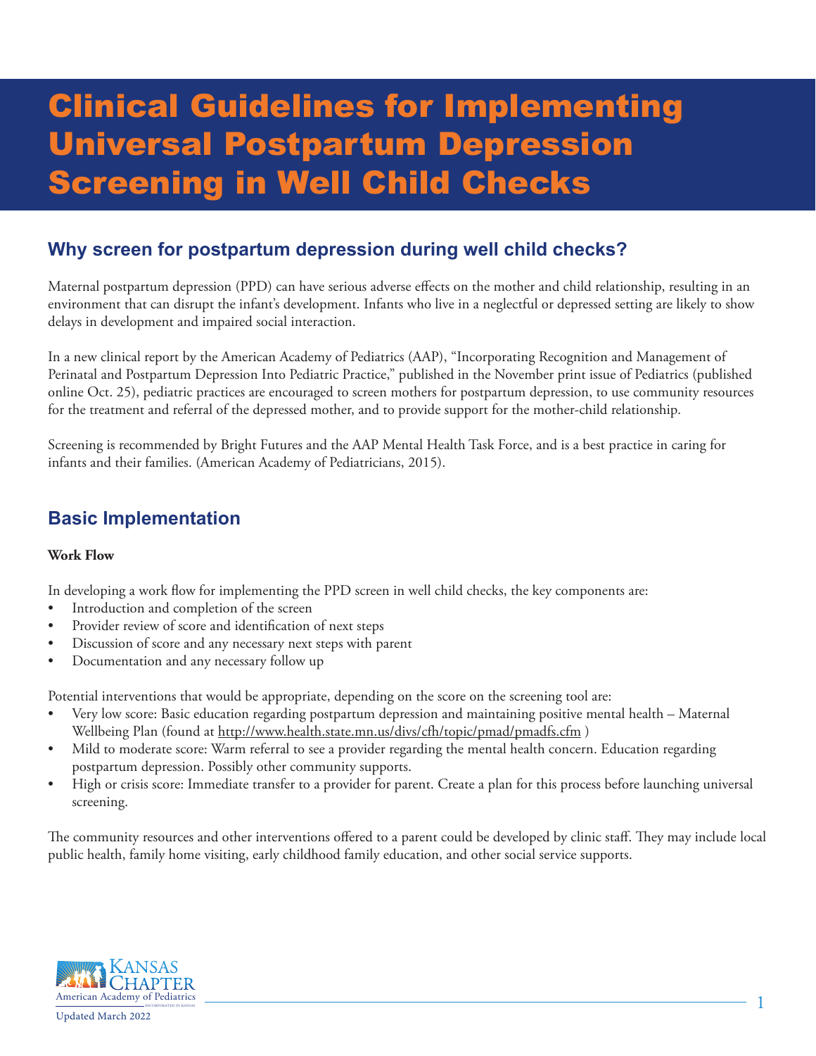# Clinical Guidelines for Implementing Universal Postpartum Depression Screening in Well Child Checks

## Why screen for postpartum depression during well child checks?

Maternal postpartum depression (PPD) can have serious adverse effects on the mother and child relationship, resulting in an environment that can disrupt the infant's development. Infants who live in a neglectful or depressed setting are likely to show delays in development and impaired social interaction.

In a new clinical report by the American Academy of Pediatrics (AAP), "Incorporating Recognition and Management of Perinatal and Postpartum Depression Into Pediatric Practice," published in the November print issue of Pediatrics (published online Oct. 25), pediatric practices are encouraged to screen mothers for postpartum depression, to use community resources for the treatment and referral of the depressed mother, and to provide support for the mother-child relationship.

Screening is recommended by Bright Futures and the AAP Mental Health Task Force, and is a best practice in caring for infants and their families. (American Academy of Pediatricians, 2015).

## Basic Implementation

**Work Flow**

In developing a work flow for implementing the PPD screen in well child checks, the key components are:

- Introduction and completion of the screen
- Provider review of score and identification of next steps
- Discussion of score and any necessary next steps with parent
- Documentation and any necessary follow up

Potential interventions that would be appropriate, depending on the score on the screening tool are:

- Very low score: Basic education regarding postpartum depression and maintaining positive mental health – Maternal Wellbeing Plan (found at http://www.health.state.mn.us/divs/cfh/topic/pmad/pmadfs.cfm )
- Mild to moderate score: Warm referral to see a provider regarding the mental health concern. Education regarding postpartum depression. Possibly other community supports.
- High or crisis score: Immediate transfer to a provider for parent. Create a plan for this process before launching universal screening.

The community resources and other interventions offered to a parent could be developed by clinic staff. They may include local public health, family home visiting, early childhood family education, and other social service supports.

Kansas Chapter American Academy of Pediatrics

Updated March 2022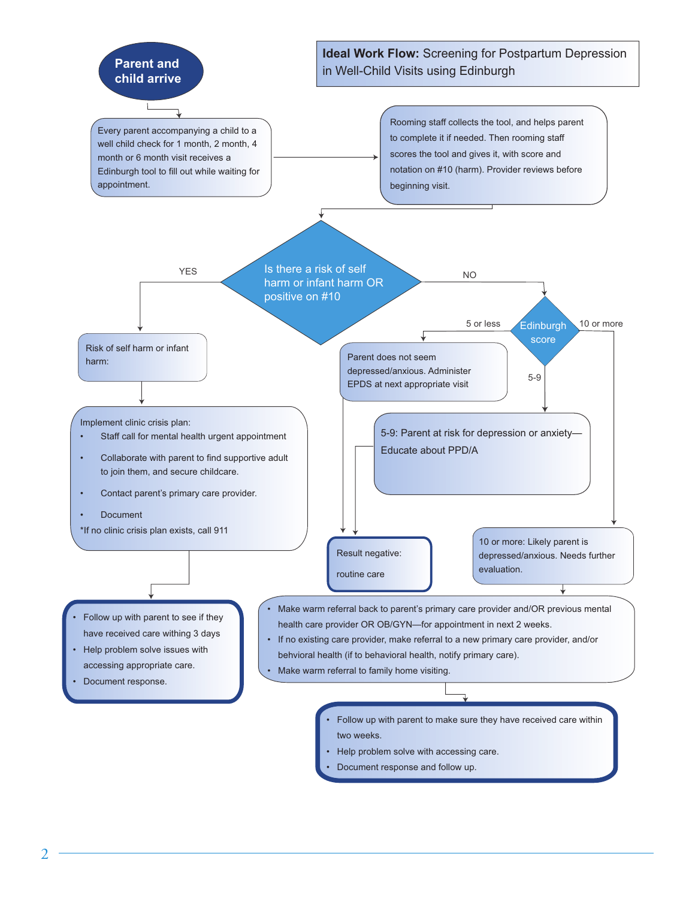# **Ideal Work Flow:** Screening for Postpartum Depression in Well-Child Visits using Edinburgh

**Parent and child arrive**

Every parent accompanying a child to a well child check for 1 month, 2 month, 4 month or 6 month visit receives a Edinburgh tool to fill out while waiting for appointment.

Rooming staff collects the tool, and helps parent to complete it if needed. Then rooming staff scores the tool and gives it, with score and notation on #10 (harm). Provider reviews before beginning visit.

**Is there a risk of self harm or infant harm OR positive on #10**

**YES**

Risk of self harm or infant harm:

Implement clinic crisis plan:

- Staff call for mental health urgent appointment
- Collaborate with parent to find supportive adult to join them, and secure childcare.
- Contact parent's primary care provider.
- Document

*If no clinic crisis plan exists, call 911

- Follow up with parent to see if they have received care withing 3 days
- Help problem solve issues with accessing appropriate care.
- Document response.

**NO**

**Edinburgh score**

5 or less

Parent does not seem depressed/anxious. Administer EPDS at next appropriate visit

Result negative:

routine care

5-9

5-9: Parent at risk for depression or anxiety—Educate about PPD/A

Result negative:

routine care

10 or more

10 or more: Likely parent is depressed/anxious. Needs further evaluation.

- Make warm referral back to parent's primary care provider and/OR previous mental health care provider OR OB/GYN—for appointment in next 2 weeks.
- If no existing care provider, make referral to a new primary care provider, and/or behvioral health (if to behavioral health, notify primary care).
- Make warm referral to family home visiting.

- Follow up with parent to make sure they have received care within two weeks.
- Help problem solve with accessing care.
- Document response and follow up.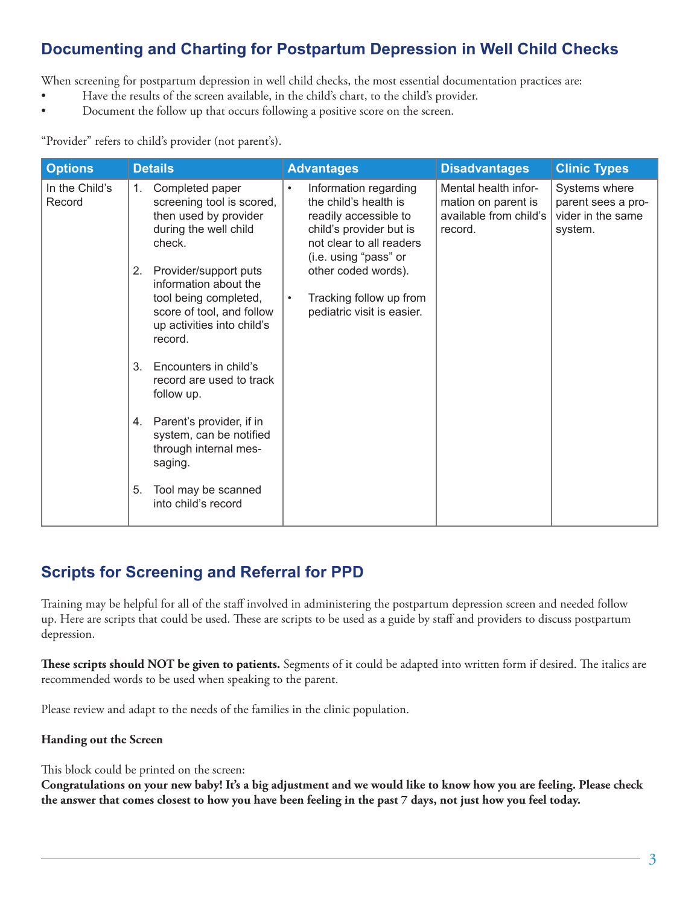## Documenting and Charting for Postpartum Depression in Well Child Checks

When screening for postpartum depression in well child checks, the most essential documentation practices are:

- Have the results of the screen available, in the child's chart, to the child's provider.
- Document the follow up that occurs following a positive score on the screen.

"Provider" refers to child's provider (not parent's).

| Options | Details | Advantages | Disadvantages | Clinic Types |
|---|---|---|---|---|
| In the Child's Record | 1. Completed paper screening tool is scored, then used by provider during the well child check.<br>2. Provider/support puts information about the tool being completed, score of tool, and follow up activities into child's record.<br>3. Encounters in child's record are used to track follow up.<br>4. Parent's provider, if in system, can be notified through internal messaging.<br>5. Tool may be scanned into child's record | • Information regarding the child's health is readily accessible to child's provider but is not clear to all readers (i.e. using "pass" or other coded words).<br>• Tracking follow up from pediatric visit is easier. | Mental health information on parent is available from child's record. | Systems where parent sees a provider in the same system. |

## Scripts for Screening and Referral for PPD

Training may be helpful for all of the staff involved in administering the postpartum depression screen and needed follow up. Here are scripts that could be used. These are scripts to be used as a guide by staff and providers to discuss postpartum depression.

**These scripts should NOT be given to patients.** Segments of it could be adapted into written form if desired. The italics are recommended words to be used when speaking to the parent.

Please review and adapt to the needs of the families in the clinic population.

**Handing out the Screen**

This block could be printed on the screen:

**Congratulations on your new baby! It's a big adjustment and we would like to know how you are feeling. Please check the answer that comes closest to how you have been feeling in the past 7 days, not just how you feel today.**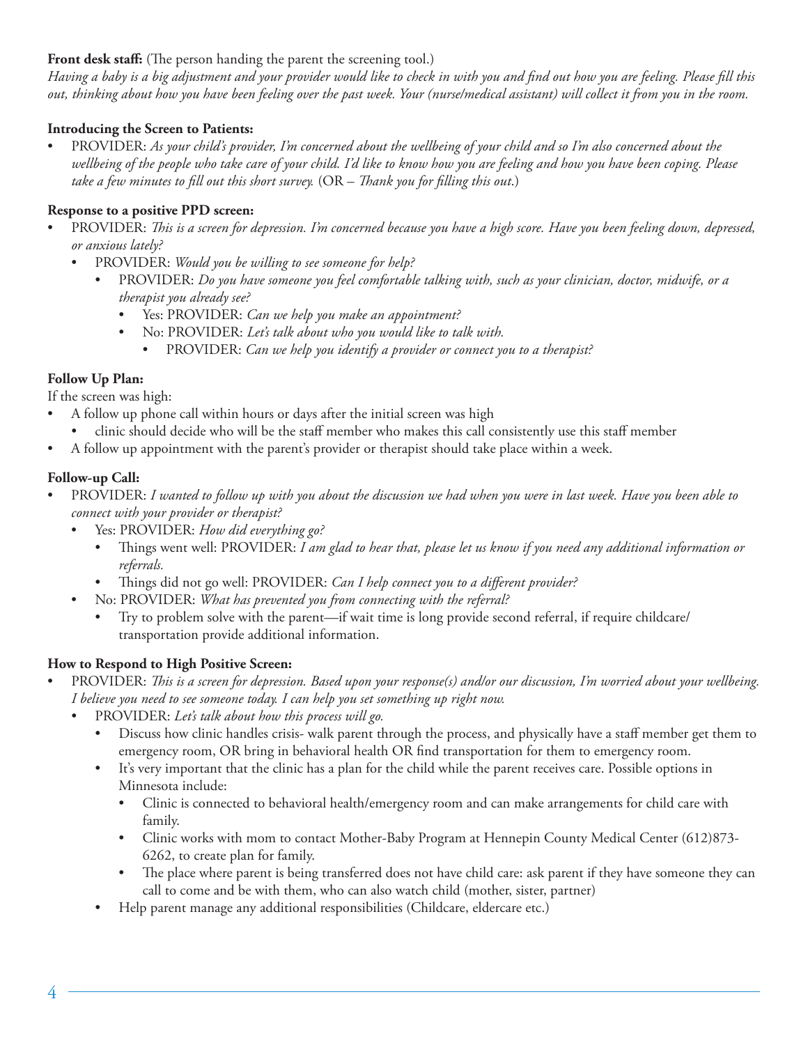**Front desk staff:** (The person handing the parent the screening tool.)
*Having a baby is a big adjustment and your provider would like to check in with you and find out how you are feeling. Please fill this out, thinking about how you have been feeling over the past week. Your (nurse/medical assistant) will collect it from you in the room.*

**Introducing the Screen to Patients:**

- PROVIDER: *As your child's provider, I'm concerned about the wellbeing of your child and so I'm also concerned about the wellbeing of the people who take care of your child. I'd like to know how you are feeling and how you have been coping. Please take a few minutes to fill out this short survey.* (OR – *Thank you for filling this out*.)

**Response to a positive PPD screen:**

- PROVIDER: *This is a screen for depression. I'm concerned because you have a high score. Have you been feeling down, depressed, or anxious lately?*
  - PROVIDER: *Would you be willing to see someone for help?*
    - PROVIDER: *Do you have someone you feel comfortable talking with, such as your clinician, doctor, midwife, or a therapist you already see?*
      - Yes: PROVIDER: *Can we help you make an appointment?*
      - No: PROVIDER: *Let's talk about who you would like to talk with.*
        - PROVIDER: *Can we help you identify a provider or connect you to a therapist?*

**Follow Up Plan:**

If the screen was high:

- A follow up phone call within hours or days after the initial screen was high
  - clinic should decide who will be the staff member who makes this call consistently use this staff member
- A follow up appointment with the parent's provider or therapist should take place within a week.

**Follow-up Call:**

- PROVIDER: *I wanted to follow up with you about the discussion we had when you were in last week. Have you been able to connect with your provider or therapist?*
  - Yes: PROVIDER: *How did everything go?*
    - Things went well: PROVIDER: *I am glad to hear that, please let us know if you need any additional information or referrals.*
    - Things did not go well: PROVIDER: *Can I help connect you to a different provider?*
  - No: PROVIDER: *What has prevented you from connecting with the referral?*
    - Try to problem solve with the parent—if wait time is long provide second referral, if require childcare/transportation provide additional information.

**How to Respond to High Positive Screen:**

- PROVIDER: *This is a screen for depression. Based upon your response(s) and/or our discussion, I'm worried about your wellbeing. I believe you need to see someone today. I can help you set something up right now.*
  - PROVIDER: *Let's talk about how this process will go.*
    - Discuss how clinic handles crisis- walk parent through the process, and physically have a staff member get them to emergency room, OR bring in behavioral health OR find transportation for them to emergency room.
    - It's very important that the clinic has a plan for the child while the parent receives care. Possible options in Minnesota include:
      - Clinic is connected to behavioral health/emergency room and can make arrangements for child care with family.
      - Clinic works with mom to contact Mother-Baby Program at Hennepin County Medical Center (612)873-6262, to create plan for family.
      - The place where parent is being transferred does not have child care: ask parent if they have someone they can call to come and be with them, who can also watch child (mother, sister, partner)
  - Help parent manage any additional responsibilities (Childcare, eldercare etc.)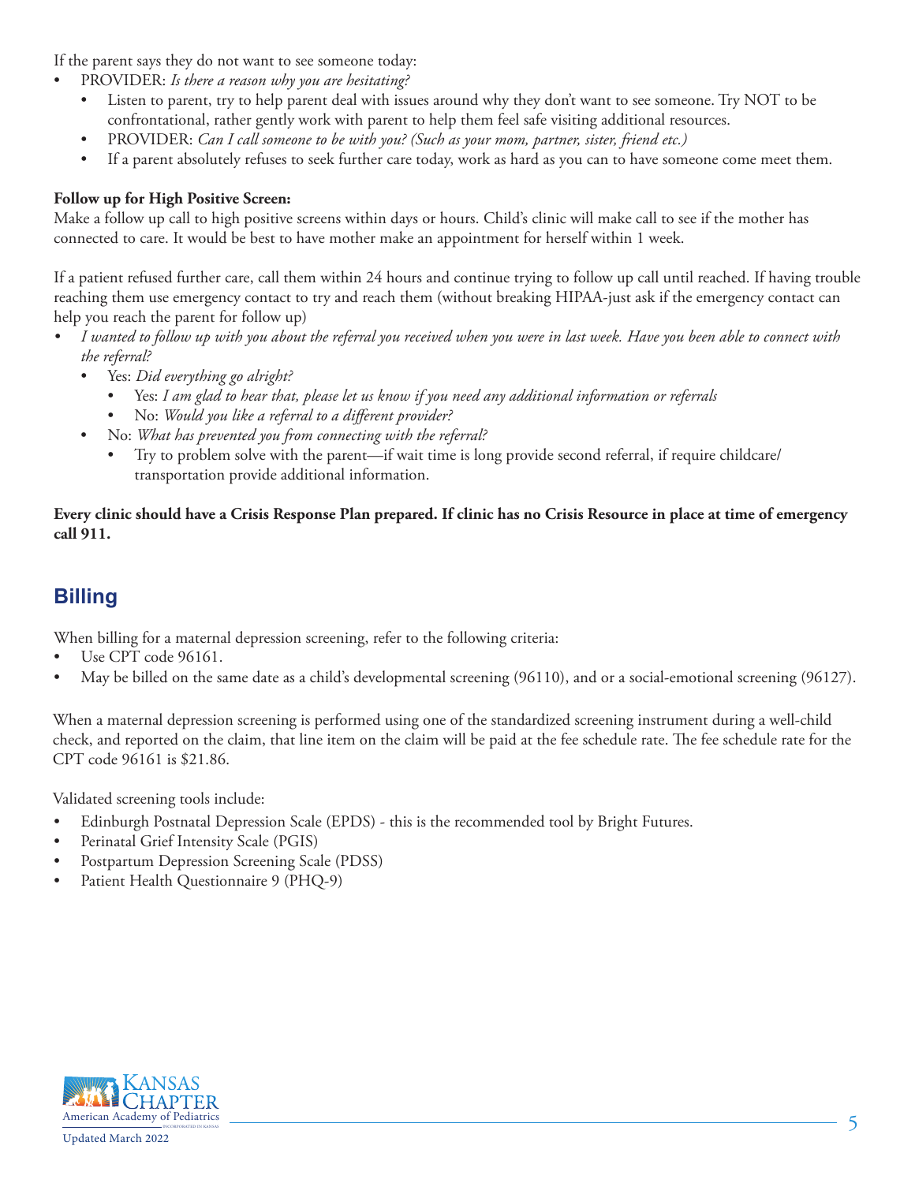If the parent says they do not want to see someone today:

- PROVIDER: *Is there a reason why you are hesitating?*
    - Listen to parent, try to help parent deal with issues around why they don't want to see someone. Try NOT to be confrontational, rather gently work with parent to help them feel safe visiting additional resources.
    - PROVIDER: *Can I call someone to be with you? (Such as your mom, partner, sister, friend etc.)*
    - If a parent absolutely refuses to seek further care today, work as hard as you can to have someone come meet them.

**Follow up for High Positive Screen:**

Make a follow up call to high positive screens within days or hours. Child's clinic will make call to see if the mother has connected to care. It would be best to have mother make an appointment for herself within 1 week.

If a patient refused further care, call them within 24 hours and continue trying to follow up call until reached. If having trouble reaching them use emergency contact to try and reach them (without breaking HIPAA-just ask if the emergency contact can help you reach the parent for follow up)

- *I wanted to follow up with you about the referral you received when you were in last week. Have you been able to connect with the referral?*
    - Yes: *Did everything go alright?*
        - Yes: *I am glad to hear that, please let us know if you need any additional information or referrals*
        - No: *Would you like a referral to a different provider?*
    - No: *What has prevented you from connecting with the referral?*
        - Try to problem solve with the parent—if wait time is long provide second referral, if require childcare/transportation provide additional information.

**Every clinic should have a Crisis Response Plan prepared. If clinic has no Crisis Resource in place at time of emergency call 911.**

## Billing

When billing for a maternal depression screening, refer to the following criteria:

- Use CPT code 96161.
- May be billed on the same date as a child's developmental screening (96110), and or a social-emotional screening (96127).

When a maternal depression screening is performed using one of the standardized screening instrument during a well-child check, and reported on the claim, that line item on the claim will be paid at the fee schedule rate. The fee schedule rate for the CPT code 96161 is $21.86.

Validated screening tools include:

- Edinburgh Postnatal Depression Scale (EPDS) - this is the recommended tool by Bright Futures.
- Perinatal Grief Intensity Scale (PGIS)
- Postpartum Depression Screening Scale (PDSS)
- Patient Health Questionnaire 9 (PHQ-9)